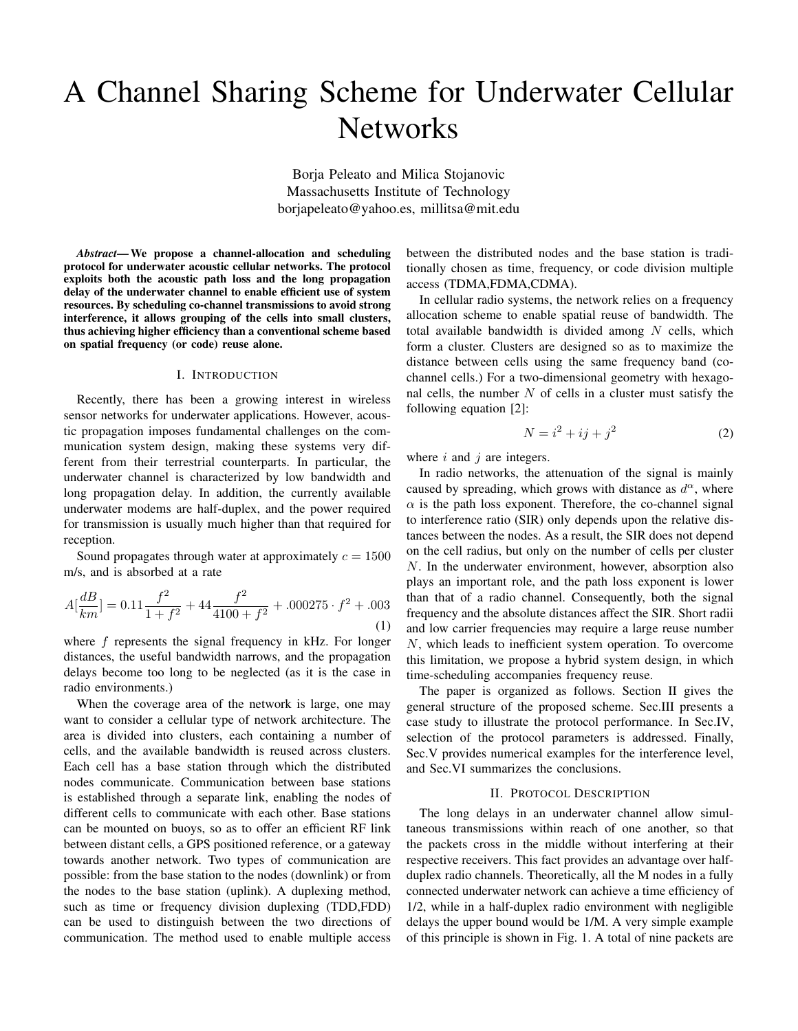# A Channel Sharing Scheme for Underwater Cellular Networks

Borja Peleato and Milica Stojanovic
Massachusetts Institute of Technology
borjapeleato@yahoo.es, millitsa@mit.edu

***Abstract*— We propose a channel-allocation and scheduling protocol for underwater acoustic cellular networks. The protocol exploits both the acoustic path loss and the long propagation delay of the underwater channel to enable efficient use of system resources. By scheduling co-channel transmissions to avoid strong interference, it allows grouping of the cells into small clusters, thus achieving higher efficiency than a conventional scheme based on spatial frequency (or code) reuse alone.**

## I. Introduction

Recently, there has been a growing interest in wireless sensor networks for underwater applications. However, acoustic propagation imposes fundamental challenges on the communication system design, making these systems very different from their terrestrial counterparts. In particular, the underwater channel is characterized by low bandwidth and long propagation delay. In addition, the currently available underwater modems are half-duplex, and the power required for transmission is usually much higher than that required for reception.

Sound propagates through water at approximately $c = 1500$ m/s, and is absorbed at a rate

$$A[\frac{dB}{km}] = 0.11\frac{f^2}{1+f^2} + 44\frac{f^2}{4100+f^2} + .000275 \cdot f^2 + .003 \quad (1)$$

where $f$ represents the signal frequency in kHz. For longer distances, the useful bandwidth narrows, and the propagation delays become too long to be neglected (as it is the case in radio environments.)

When the coverage area of the network is large, one may want to consider a cellular type of network architecture. The area is divided into clusters, each containing a number of cells, and the available bandwidth is reused across clusters. Each cell has a base station through which the distributed nodes communicate. Communication between base stations is established through a separate link, enabling the nodes of different cells to communicate with each other. Base stations can be mounted on buoys, so as to offer an efficient RF link between distant cells, a GPS positioned reference, or a gateway towards another network. Two types of communication are possible: from the base station to the nodes (downlink) or from the nodes to the base station (uplink). A duplexing method, such as time or frequency division duplexing (TDD,FDD) can be used to distinguish between the two directions of communication. The method used to enable multiple access between the distributed nodes and the base station is traditionally chosen as time, frequency, or code division multiple access (TDMA,FDMA,CDMA).

In cellular radio systems, the network relies on a frequency allocation scheme to enable spatial reuse of bandwidth. The total available bandwidth is divided among $N$ cells, which form a cluster. Clusters are designed so as to maximize the distance between cells using the same frequency band (co-channel cells.) For a two-dimensional geometry with hexagonal cells, the number $N$ of cells in a cluster must satisfy the following equation [2]:

$$N = i^2 + ij + j^2 \quad (2)$$

where $i$ and $j$ are integers.

In radio networks, the attenuation of the signal is mainly caused by spreading, which grows with distance as $d^{\alpha}$, where $\alpha$ is the path loss exponent. Therefore, the co-channel signal to interference ratio (SIR) only depends upon the relative distances between the nodes. As a result, the SIR does not depend on the cell radius, but only on the number of cells per cluster $N$. In the underwater environment, however, absorption also plays an important role, and the path loss exponent is lower than that of a radio channel. Consequently, both the signal frequency and the absolute distances affect the SIR. Short radii and low carrier frequencies may require a large reuse number $N$, which leads to inefficient system operation. To overcome this limitation, we propose a hybrid system design, in which time-scheduling accompanies frequency reuse.

The paper is organized as follows. Section II gives the general structure of the proposed scheme. Sec.III presents a case study to illustrate the protocol performance. In Sec.IV, selection of the protocol parameters is addressed. Finally, Sec.V provides numerical examples for the interference level, and Sec.VI summarizes the conclusions.

## II. Protocol Description

The long delays in an underwater channel allow simultaneous transmissions within reach of one another, so that the packets cross in the middle without interfering at their respective receivers. This fact provides an advantage over half-duplex radio channels. Theoretically, all the M nodes in a fully connected underwater network can achieve a time efficiency of 1/2, while in a half-duplex radio environment with negligible delays the upper bound would be 1/M. A very simple example of this principle is shown in Fig. 1. A total of nine packets are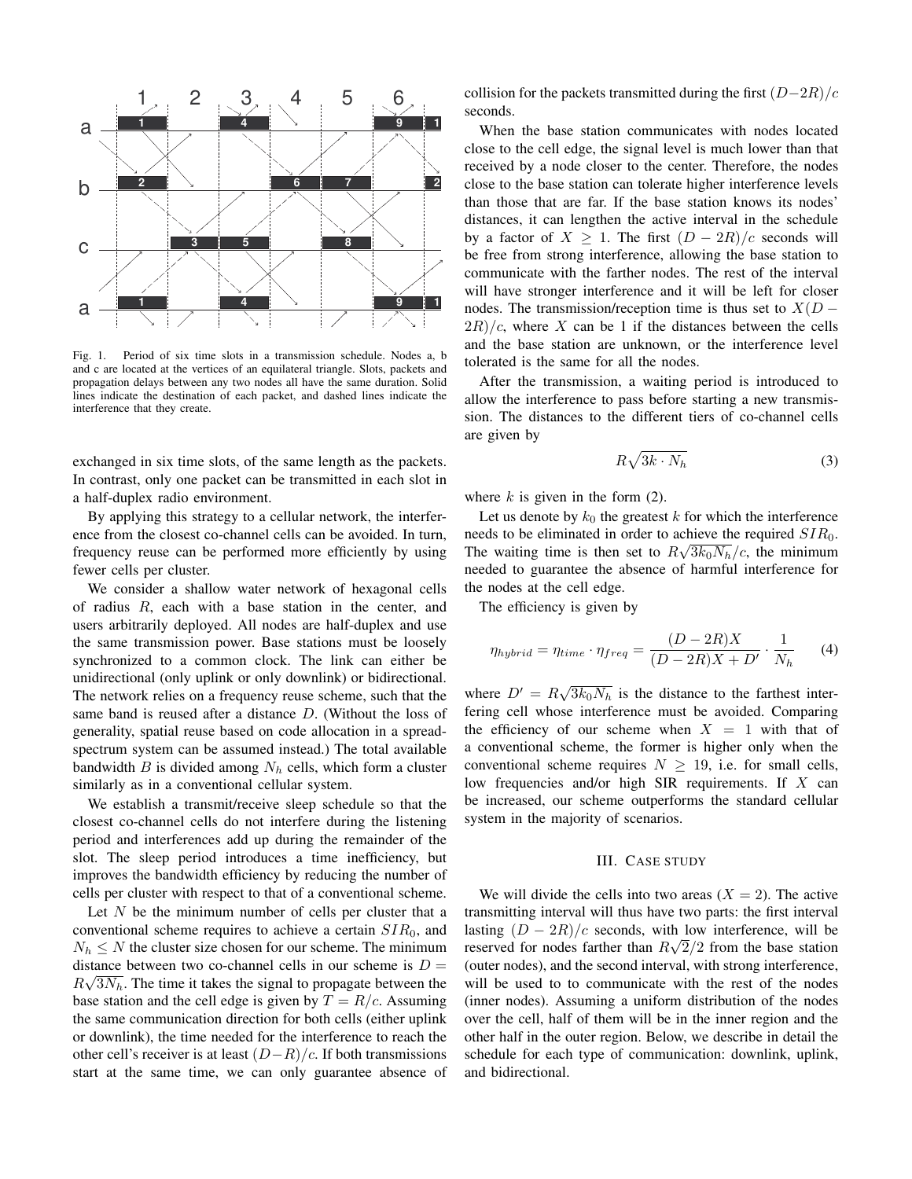Fig. 1. Period of six time slots in a transmission schedule. Nodes a, b and c are located at the vertices of an equilateral triangle. Slots, packets and propagation delays between any two nodes all have the same duration. Solid lines indicate the destination of each packet, and dashed lines indicate the interference that they create.

exchanged in six time slots, of the same length as the packets. In contrast, only one packet can be transmitted in each slot in a half-duplex radio environment.

By applying this strategy to a cellular network, the interference from the closest co-channel cells can be avoided. In turn, frequency reuse can be performed more efficiently by using fewer cells per cluster.

We consider a shallow water network of hexagonal cells of radius $R$, each with a base station in the center, and users arbitrarily deployed. All nodes are half-duplex and use the same transmission power. Base stations must be loosely synchronized to a common clock. The link can either be unidirectional (only uplink or only downlink) or bidirectional. The network relies on a frequency reuse scheme, such that the same band is reused after a distance $D$. (Without the loss of generality, spatial reuse based on code allocation in a spread-spectrum system can be assumed instead.) The total available bandwidth $B$ is divided among $N_h$ cells, which form a cluster similarly as in a conventional cellular system.

We establish a transmit/receive sleep schedule so that the closest co-channel cells do not interfere during the listening period and interferences add up during the remainder of the slot. The sleep period introduces a time inefficiency, but improves the bandwidth efficiency by reducing the number of cells per cluster with respect to that of a conventional scheme.

Let $N$ be the minimum number of cells per cluster that a conventional scheme requires to achieve a certain $SIR_0$, and $N_h \leq N$ the cluster size chosen for our scheme. The minimum distance between two co-channel cells in our scheme is $D = R\sqrt{3N_h}$. The time it takes the signal to propagate between the base station and the cell edge is given by $T = R/c$. Assuming the same communication direction for both cells (either uplink or downlink), the time needed for the interference to reach the other cell's receiver is at least $(D-R)/c$. If both transmissions start at the same time, we can only guarantee absence of collision for the packets transmitted during the first $(D-2R)/c$ seconds.

When the base station communicates with nodes located close to the cell edge, the signal level is much lower than that received by a node closer to the center. Therefore, the nodes close to the base station can tolerate higher interference levels than those that are far. If the base station knows its nodes' distances, it can lengthen the active interval in the schedule by a factor of $X \geq 1$. The first $(D-2R)/c$ seconds will be free from strong interference, allowing the base station to communicate with the farther nodes. The rest of the interval will have stronger interference and it will be left for closer nodes. The transmission/reception time is thus set to $X(D-2R)/c$, where $X$ can be 1 if the distances between the cells and the base station are unknown, or the interference level tolerated is the same for all the nodes.

After the transmission, a waiting period is introduced to allow the interference to pass before starting a new transmission. The distances to the different tiers of co-channel cells are given by

$$R\sqrt{3k \cdot N_h} \tag{3}$$

where $k$ is given in the form (2).

Let us denote by $k_0$ the greatest $k$ for which the interference needs to be eliminated in order to achieve the required $SIR_0$. The waiting time is then set to $R\sqrt{3k_0N_h}/c$, the minimum needed to guarantee the absence of harmful interference for the nodes at the cell edge.

The efficiency is given by

$$\eta_{hybrid} = \eta_{time} \cdot \eta_{freq} = \frac{(D-2R)X}{(D-2R)X + D'} \cdot \frac{1}{N_h} \tag{4}$$

where $D' = R\sqrt{3k_0N_h}$ is the distance to the farthest interfering cell whose interference must be avoided. Comparing the efficiency of our scheme when $X = 1$ with that of a conventional scheme, the former is higher only when the conventional scheme requires $N \geq 19$, i.e. for small cells, low frequencies and/or high SIR requirements. If $X$ can be increased, our scheme outperforms the standard cellular system in the majority of scenarios.

## III. Case Study

We will divide the cells into two areas ($X = 2$). The active transmitting interval will thus have two parts: the first interval lasting $(D-2R)/c$ seconds, with low interference, will be reserved for nodes farther than $R\sqrt{2}/2$ from the base station (outer nodes), and the second interval, with strong interference, will be used to to communicate with the rest of the nodes (inner nodes). Assuming a uniform distribution of the nodes over the cell, half of them will be in the inner region and the other half in the outer region. Below, we describe in detail the schedule for each type of communication: downlink, uplink, and bidirectional.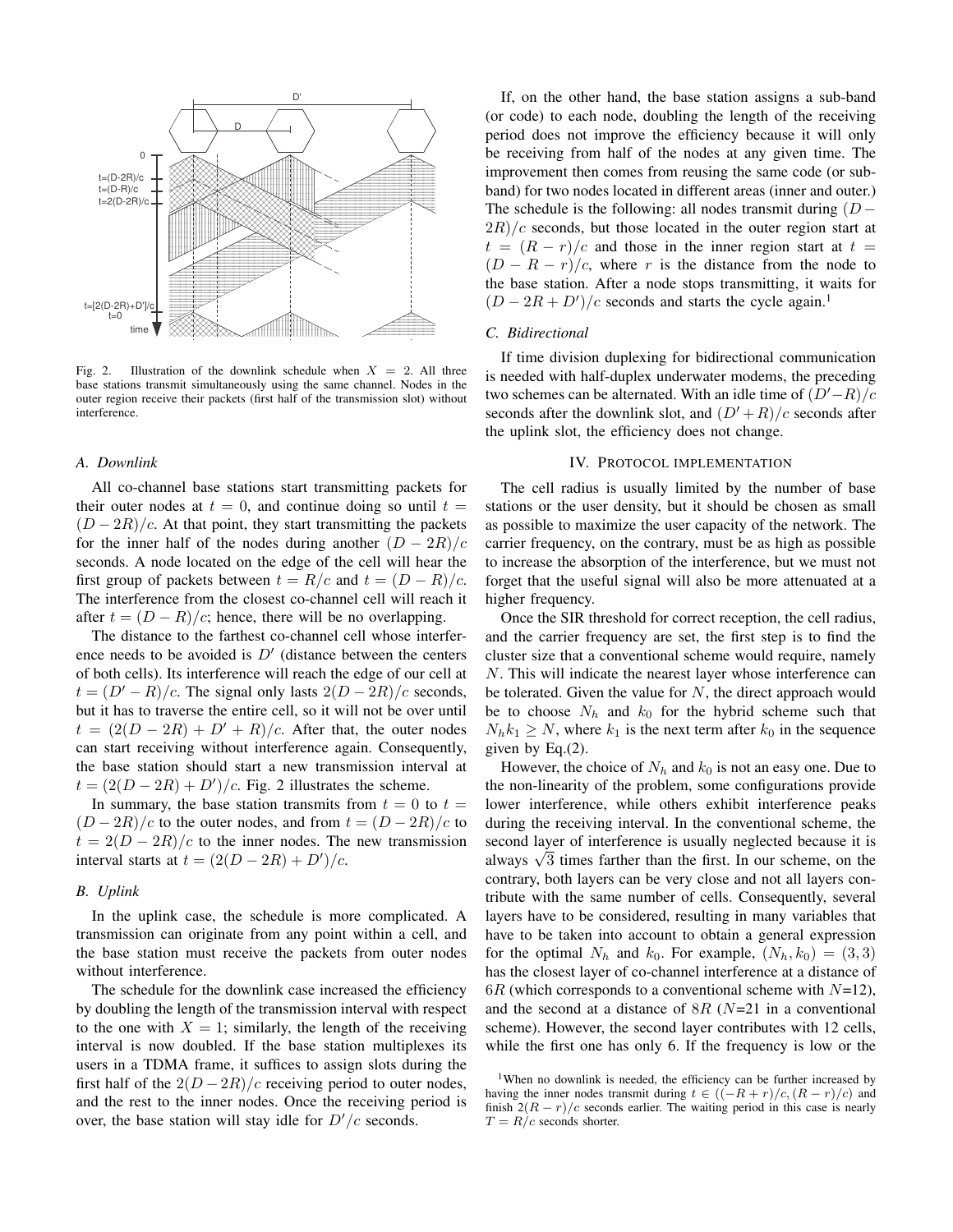Fig. 2. Illustration of the downlink schedule when $X = 2$. All three base stations transmit simultaneously using the same channel. Nodes in the outer region receive their packets (first half of the transmission slot) without interference.

### A. Downlink

All co-channel base stations start transmitting packets for their outer nodes at $t = 0$, and continue doing so until $t = (D - 2R)/c$. At that point, they start transmitting the packets for the inner half of the nodes during another $(D - 2R)/c$ seconds. A node located on the edge of the cell will hear the first group of packets between $t = R/c$ and $t = (D - R)/c$. The interference from the closest co-channel cell will reach it after $t = (D - R)/c$; hence, there will be no overlapping.

The distance to the farthest co-channel cell whose interference needs to be avoided is $D'$ (distance between the centers of both cells). Its interference will reach the edge of our cell at $t = (D' - R)/c$. The signal only lasts $2(D - 2R)/c$ seconds, but it has to traverse the entire cell, so it will not be over until $t = (2(D - 2R) + D' + R)/c$. After that, the outer nodes can start receiving without interference again. Consequently, the base station should start a new transmission interval at $t = (2(D - 2R) + D')/c$. Fig. 2 illustrates the scheme.

In summary, the base station transmits from $t = 0$ to $t = (D - 2R)/c$ to the outer nodes, and from $t = (D - 2R)/c$ to $t = 2(D - 2R)/c$ to the inner nodes. The new transmission interval starts at $t = (2(D - 2R) + D')/c$.

### B. Uplink

In the uplink case, the schedule is more complicated. A transmission can originate from any point within a cell, and the base station must receive the packets from outer nodes without interference.

The schedule for the downlink case increased the efficiency by doubling the length of the transmission interval with respect to the one with $X = 1$; similarly, the length of the receiving interval is now doubled. If the base station multiplexes its users in a TDMA frame, it suffices to assign slots during the first half of the $2(D - 2R)/c$ receiving period to outer nodes, and the rest to the inner nodes. Once the receiving period is over, the base station will stay idle for $D'/c$ seconds.

If, on the other hand, the base station assigns a sub-band (or code) to each node, doubling the length of the receiving period does not improve the efficiency because it will only be receiving from half of the nodes at any given time. The improvement then comes from reusing the same code (or sub-band) for two nodes located in different areas (inner and outer.) The schedule is the following: all nodes transmit during $(D - 2R)/c$ seconds, but those located in the outer region start at $t = (R - r)/c$ and those in the inner region start at $t = (D - R - r)/c$, where $r$ is the distance from the node to the base station. After a node stops transmitting, it waits for $(D - 2R + D')/c$ seconds and starts the cycle again.[1]

### C. Bidirectional

If time division duplexing for bidirectional communication is needed with half-duplex underwater modems, the preceding two schemes can be alternated. With an idle time of $(D' - R)/c$ seconds after the downlink slot, and $(D' + R)/c$ seconds after the uplink slot, the efficiency does not change.

## IV. Protocol implementation

The cell radius is usually limited by the number of base stations or the user density, but it should be chosen as small as possible to maximize the user capacity of the network. The carrier frequency, on the contrary, must be as high as possible to increase the absorption of the interference, but we must not forget that the useful signal will also be more attenuated at a higher frequency.

Once the SIR threshold for correct reception, the cell radius, and the carrier frequency are set, the first step is to find the cluster size that a conventional scheme would require, namely $N$. This will indicate the nearest layer whose interference can be tolerated. Given the value for $N$, the direct approach would be to choose $N_h$ and $k_0$ for the hybrid scheme such that $N_h k_1 \geq N$, where $k_1$ is the next term after $k_0$ in the sequence given by Eq.(2).

However, the choice of $N_h$ and $k_0$ is not an easy one. Due to the non-linearity of the problem, some configurations provide lower interference, while others exhibit interference peaks during the receiving interval. In the conventional scheme, the second layer of interference is usually neglected because it is always $\sqrt{3}$ times farther than the first. In our scheme, on the contrary, both layers can be very close and not all layers contribute with the same number of cells. Consequently, several layers have to be considered, resulting in many variables that have to be taken into account to obtain a general expression for the optimal $N_h$ and $k_0$. For example, $(N_h, k_0) = (3, 3)$ has the closest layer of co-channel interference at a distance of $6R$ (which corresponds to a conventional scheme with $N$=12), and the second at a distance of $8R$ ($N$=21 in a conventional scheme). However, the second layer contributes with 12 cells, while the first one has only 6. If the frequency is low or the

[1] When no downlink is needed, the efficiency can be further increased by having the inner nodes transmit during $t \in ((-R + r)/c, (R - r)/c)$ and finish $2(R - r)/c$ seconds earlier. The waiting period in this case is nearly $T = R/c$ seconds shorter.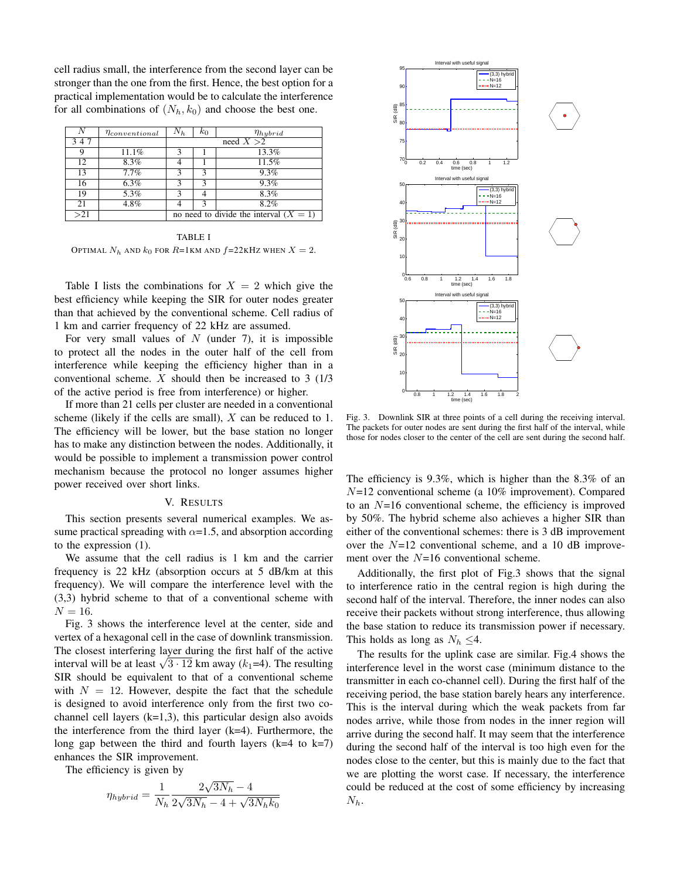cell radius small, the interference from the second layer can be stronger than the one from the first. Hence, the best option for a practical implementation would be to calculate the interference for all combinations of $(N_h, k_0)$ and choose the best one.

| $N$ | $\eta_{conventional}$ | $N_h$ | $k_0$ | $\eta_{hybrid}$ |
|---|---|---|---|---|
| 3 4 7 | | need $X > 2$ | | |
| 9 | 11.1% | 3 | 1 | 13.3% |
| 12 | 8.3% | 4 | 1 | 11.5% |
| 13 | 7.7% | 3 | 3 | 9.3% |
| 16 | 6.3% | 3 | 3 | 9.3% |
| 19 | 5.3% | 3 | 4 | 8.3% |
| 21 | 4.8% | 4 | 3 | 8.2% |
| >21 | | no need to divide the interval ($X = 1$) | | |

TABLE I

OPTIMAL $N_h$ AND $k_0$ FOR $R$=1KM AND $f$=22KHZ WHEN $X = 2$.

Table I lists the combinations for $X = 2$ which give the best efficiency while keeping the SIR for outer nodes greater than that achieved by the conventional scheme. Cell radius of 1 km and carrier frequency of 22 kHz are assumed.

For very small values of $N$ (under 7), it is impossible to protect all the nodes in the outer half of the cell from interference while keeping the efficiency higher than in a conventional scheme. $X$ should then be increased to 3 (1/3 of the active period is free from interference) or higher.

If more than 21 cells per cluster are needed in a conventional scheme (likely if the cells are small), $X$ can be reduced to 1. The efficiency will be lower, but the base station no longer has to make any distinction between the nodes. Additionally, it would be possible to implement a transmission power control mechanism because the protocol no longer assumes higher power received over short links.

## V. RESULTS

This section presents several numerical examples. We assume practical spreading with $\alpha$=1.5, and absorption according to the expression (1).

We assume that the cell radius is 1 km and the carrier frequency is 22 kHz (absorption occurs at 5 dB/km at this frequency). We will compare the interference level with the (3,3) hybrid scheme to that of a conventional scheme with $N = 16$.

Fig. 3 shows the interference level at the center, side and vertex of a hexagonal cell in the case of downlink transmission. The closest interfering layer during the first half of the active interval will be at least $\sqrt{3 \cdot 12}$ km away ($k_1$=4). The resulting SIR should be equivalent to that of a conventional scheme with $N = 12$. However, despite the fact that the schedule is designed to avoid interference only from the first two co-channel cell layers (k=1,3), this particular design also avoids the interference from the third layer (k=4). Furthermore, the long gap between the third and fourth layers (k=4 to k=7) enhances the SIR improvement.

The efficiency is given by

$$\eta_{hybrid} = \frac{1}{N_h} \frac{2\sqrt{3N_h} - 4}{2\sqrt{3N_h} - 4 + \sqrt{3N_h k_0}}$$

Fig. 3. Downlink SIR at three points of a cell during the receiving interval. The packets for outer nodes are sent during the first half of the interval, while those for nodes closer to the center of the cell are sent during the second half.

The efficiency is 9.3%, which is higher than the 8.3% of an $N$=12 conventional scheme (a 10% improvement). Compared to an $N$=16 conventional scheme, the efficiency is improved by 50%. The hybrid scheme also achieves a higher SIR than either of the conventional schemes: there is 3 dB improvement over the $N$=12 conventional scheme, and a 10 dB improvement over the $N$=16 conventional scheme.

Additionally, the first plot of Fig.3 shows that the signal to interference ratio in the central region is high during the second half of the interval. Therefore, the inner nodes can also receive their packets without strong interference, thus allowing the base station to reduce its transmission power if necessary. This holds as long as $N_h \leq$4.

The results for the uplink case are similar. Fig.4 shows the interference level in the worst case (minimum distance to the transmitter in each co-channel cell). During the first half of the receiving period, the base station barely hears any interference. This is the interval during which the weak packets from far nodes arrive, while those from nodes in the inner region will arrive during the second half. It may seem that the interference during the second half of the interval is too high even for the nodes close to the center, but this is mainly due to the fact that we are plotting the worst case. If necessary, the interference could be reduced at the cost of some efficiency by increasing $N_h$.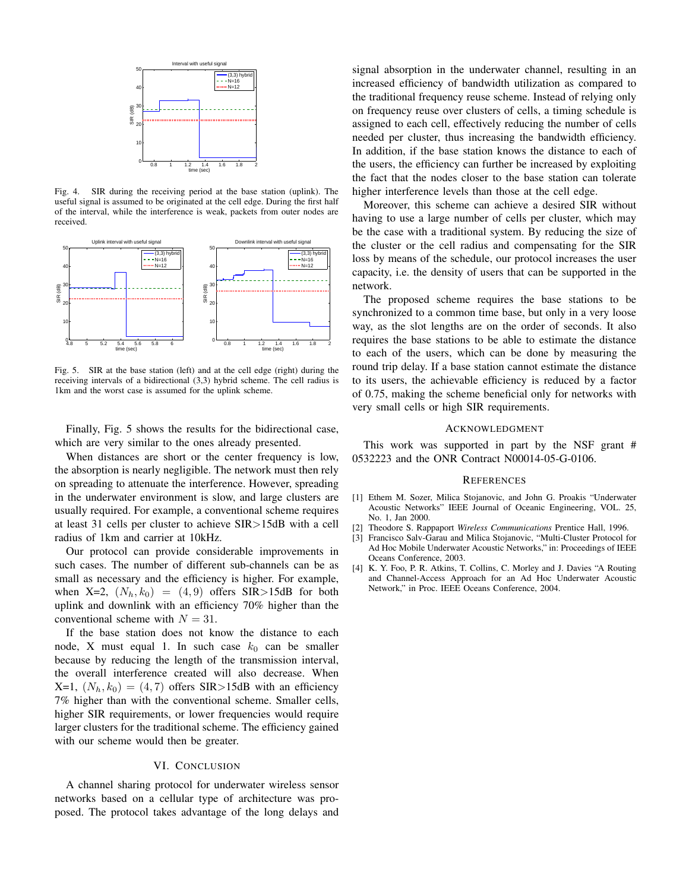Interval with useful signal

50
40
30
20
10
0

SIR (dB)

0.8 1 1.2 1.4 1.6 1.8 2

time (sec)

(3,3) hybrid
N=16
N=12

Fig. 4. SIR during the receiving period at the base station (uplink). The useful signal is assumed to be originated at the cell edge. During the first half of the interval, while the interference is weak, packets from outer nodes are received.

Uplink interval with useful signal

50
40
30
20
10
0

SIR (dB)

4.8 5 5.2 5.4 5.6 5.8 6

time (sec)

(3,3) hybrid
N=16
N=12

Downlink interval with useful signal

50
40
30
20
10
0

SIR (dB)

0.8 1 1.2 1.4 1.6 1.8 2

time (sec)

(3,3) hybrid
N=16
N=12

Fig. 5. SIR at the base station (left) and at the cell edge (right) during the receiving intervals of a bidirectional (3,3) hybrid scheme. The cell radius is 1km and the worst case is assumed for the uplink scheme.

Finally, Fig. 5 shows the results for the bidirectional case, which are very similar to the ones already presented.

When distances are short or the center frequency is low, the absorption is nearly negligible. The network must then rely on spreading to attenuate the interference. However, spreading in the underwater environment is slow, and large clusters are usually required. For example, a conventional scheme requires at least 31 cells per cluster to achieve SIR>15dB with a cell radius of 1km and carrier at 10kHz.

Our protocol can provide considerable improvements in such cases. The number of different sub-channels can be as small as necessary and the efficiency is higher. For example, when X=2, $(N_h, k_0) = (4, 9)$ offers SIR>15dB for both uplink and downlink with an efficiency 70% higher than the conventional scheme with $N = 31$.

If the base station does not know the distance to each node, X must equal 1. In such case $k_0$ can be smaller because by reducing the length of the transmission interval, the overall interference created will also decrease. When X=1, $(N_h, k_0) = (4, 7)$ offers SIR>15dB with an efficiency 7% higher than with the conventional scheme. Smaller cells, higher SIR requirements, or lower frequencies would require larger clusters for the traditional scheme. The efficiency gained with our scheme would then be greater.

## VI. Conclusion

A channel sharing protocol for underwater wireless sensor networks based on a cellular type of architecture was proposed. The protocol takes advantage of the long delays and signal absorption in the underwater channel, resulting in an increased efficiency of bandwidth utilization as compared to the traditional frequency reuse scheme. Instead of relying only on frequency reuse over clusters of cells, a timing schedule is assigned to each cell, effectively reducing the number of cells needed per cluster, thus increasing the bandwidth efficiency. In addition, if the base station knows the distance to each of the users, the efficiency can further be increased by exploiting the fact that the nodes closer to the base station can tolerate higher interference levels than those at the cell edge.

Moreover, this scheme can achieve a desired SIR without having to use a large number of cells per cluster, which may be the case with a traditional system. By reducing the size of the cluster or the cell radius and compensating for the SIR loss by means of the schedule, our protocol increases the user capacity, i.e. the density of users that can be supported in the network.

The proposed scheme requires the base stations to be synchronized to a common time base, but only in a very loose way, as the slot lengths are on the order of seconds. It also requires the base stations to be able to estimate the distance to each of the users, which can be done by measuring the round trip delay. If a base station cannot estimate the distance to its users, the achievable efficiency is reduced by a factor of 0.75, making the scheme beneficial only for networks with very small cells or high SIR requirements.

## Acknowledgment

This work was supported in part by the NSF grant # 0532223 and the ONR Contract N00014-05-G-0106.

## References

[1] Ethem M. Sozer, Milica Stojanovic, and John G. Proakis "Underwater Acoustic Networks" IEEE Journal of Oceanic Engineering, VOL. 25, No. 1, Jan 2000.

[2] Theodore S. Rappaport *Wireless Communications* Prentice Hall, 1996.

[3] Francisco Salv-Garau and Milica Stojanovic, "Multi-Cluster Protocol for Ad Hoc Mobile Underwater Acoustic Networks," in: Proceedings of IEEE Oceans Conference, 2003.

[4] K. Y. Foo, P. R. Atkins, T. Collins, C. Morley and J. Davies "A Routing and Channel-Access Approach for an Ad Hoc Underwater Acoustic Network," in Proc. IEEE Oceans Conference, 2004.